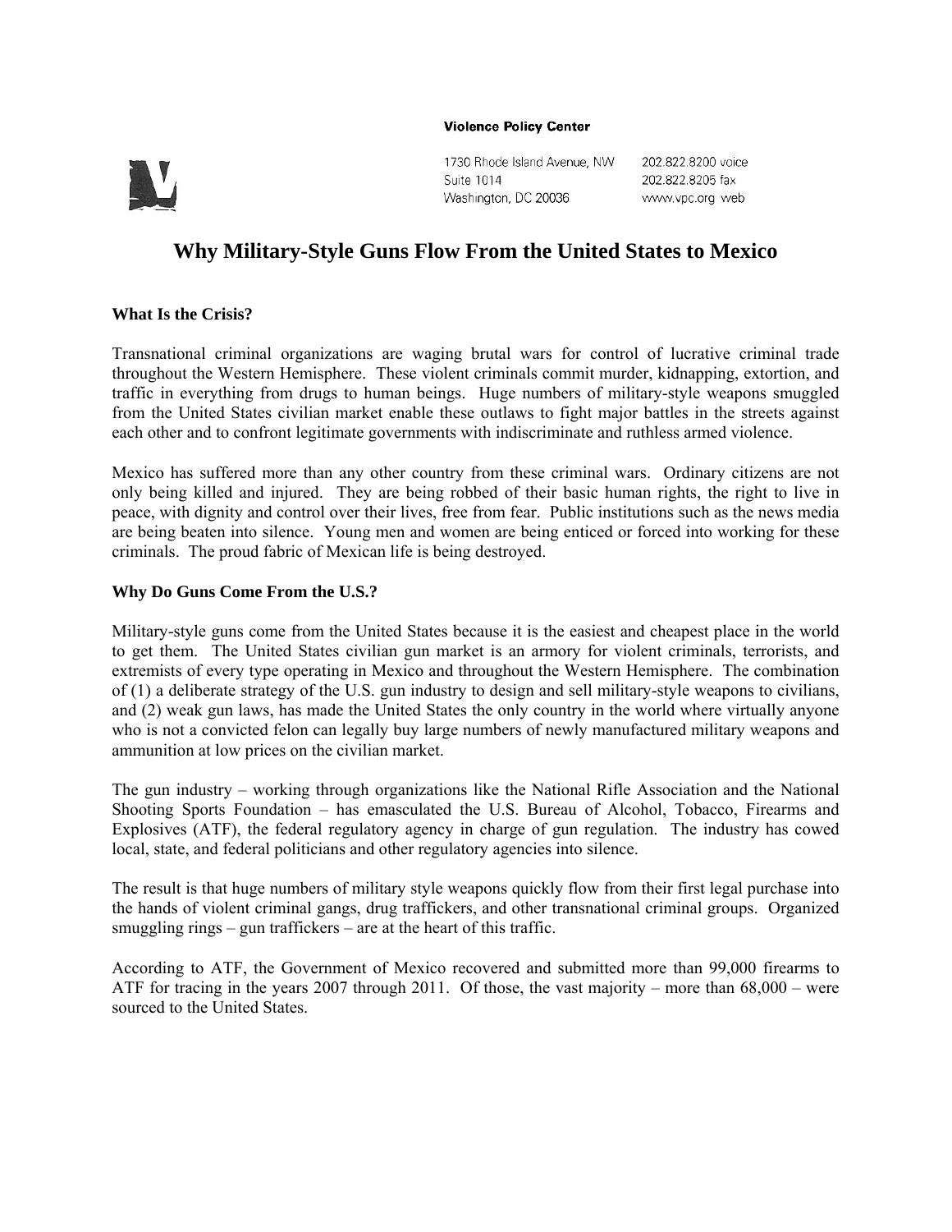**Violence Policy Center**

1730 Rhode Island Avenue, NW
Suite 1014
Washington, DC 20036

202.822.8200 voice
202.822.8205 fax
www.vpc.org web

# Why Military-Style Guns Flow From the United States to Mexico

### What Is the Crisis?

Transnational criminal organizations are waging brutal wars for control of lucrative criminal trade throughout the Western Hemisphere. These violent criminals commit murder, kidnapping, extortion, and traffic in everything from drugs to human beings. Huge numbers of military-style weapons smuggled from the United States civilian market enable these outlaws to fight major battles in the streets against each other and to confront legitimate governments with indiscriminate and ruthless armed violence.

Mexico has suffered more than any other country from these criminal wars. Ordinary citizens are not only being killed and injured. They are being robbed of their basic human rights, the right to live in peace, with dignity and control over their lives, free from fear. Public institutions such as the news media are being beaten into silence. Young men and women are being enticed or forced into working for these criminals. The proud fabric of Mexican life is being destroyed.

### Why Do Guns Come From the U.S.?

Military-style guns come from the United States because it is the easiest and cheapest place in the world to get them. The United States civilian gun market is an armory for violent criminals, terrorists, and extremists of every type operating in Mexico and throughout the Western Hemisphere. The combination of (1) a deliberate strategy of the U.S. gun industry to design and sell military-style weapons to civilians, and (2) weak gun laws, has made the United States the only country in the world where virtually anyone who is not a convicted felon can legally buy large numbers of newly manufactured military weapons and ammunition at low prices on the civilian market.

The gun industry – working through organizations like the National Rifle Association and the National Shooting Sports Foundation – has emasculated the U.S. Bureau of Alcohol, Tobacco, Firearms and Explosives (ATF), the federal regulatory agency in charge of gun regulation. The industry has cowed local, state, and federal politicians and other regulatory agencies into silence.

The result is that huge numbers of military style weapons quickly flow from their first legal purchase into the hands of violent criminal gangs, drug traffickers, and other transnational criminal groups. Organized smuggling rings – gun traffickers – are at the heart of this traffic.

According to ATF, the Government of Mexico recovered and submitted more than 99,000 firearms to ATF for tracing in the years 2007 through 2011. Of those, the vast majority – more than 68,000 – were sourced to the United States.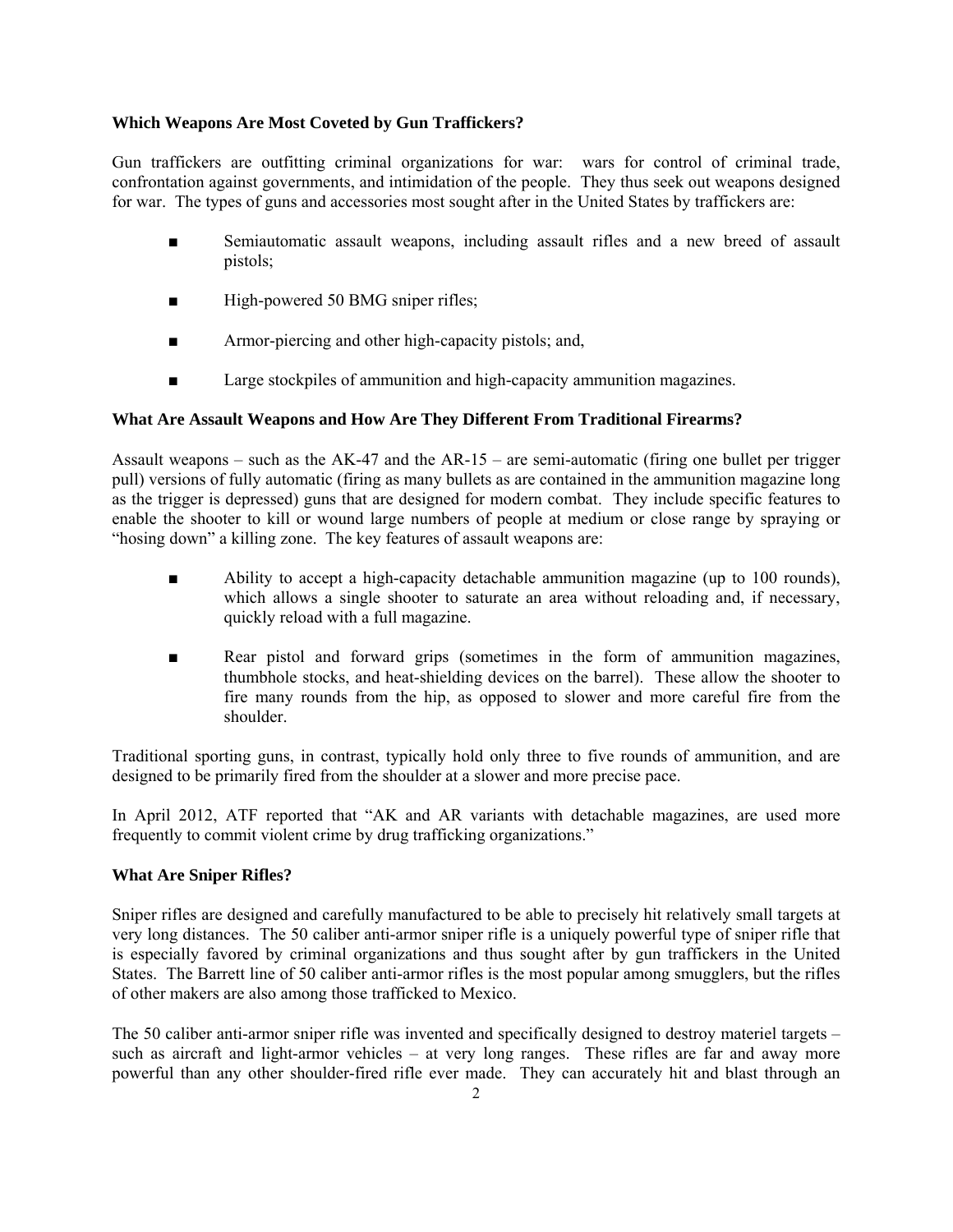**Which Weapons Are Most Coveted by Gun Traffickers?**

Gun traffickers are outfitting criminal organizations for war: wars for control of criminal trade, confrontation against governments, and intimidation of the people. They thus seek out weapons designed for war. The types of guns and accessories most sought after in the United States by traffickers are:

- Semiautomatic assault weapons, including assault rifles and a new breed of assault pistols;
- High-powered 50 BMG sniper rifles;
- Armor-piercing and other high-capacity pistols; and,
- Large stockpiles of ammunition and high-capacity ammunition magazines.

**What Are Assault Weapons and How Are They Different From Traditional Firearms?**

Assault weapons – such as the AK-47 and the AR-15 – are semi-automatic (firing one bullet per trigger pull) versions of fully automatic (firing as many bullets as are contained in the ammunition magazine long as the trigger is depressed) guns that are designed for modern combat. They include specific features to enable the shooter to kill or wound large numbers of people at medium or close range by spraying or "hosing down" a killing zone. The key features of assault weapons are:

- Ability to accept a high-capacity detachable ammunition magazine (up to 100 rounds), which allows a single shooter to saturate an area without reloading and, if necessary, quickly reload with a full magazine.
- Rear pistol and forward grips (sometimes in the form of ammunition magazines, thumbhole stocks, and heat-shielding devices on the barrel). These allow the shooter to fire many rounds from the hip, as opposed to slower and more careful fire from the shoulder.

Traditional sporting guns, in contrast, typically hold only three to five rounds of ammunition, and are designed to be primarily fired from the shoulder at a slower and more precise pace.

In April 2012, ATF reported that "AK and AR variants with detachable magazines, are used more frequently to commit violent crime by drug trafficking organizations."

**What Are Sniper Rifles?**

Sniper rifles are designed and carefully manufactured to be able to precisely hit relatively small targets at very long distances. The 50 caliber anti-armor sniper rifle is a uniquely powerful type of sniper rifle that is especially favored by criminal organizations and thus sought after by gun traffickers in the United States. The Barrett line of 50 caliber anti-armor rifles is the most popular among smugglers, but the rifles of other makers are also among those trafficked to Mexico.

The 50 caliber anti-armor sniper rifle was invented and specifically designed to destroy materiel targets – such as aircraft and light-armor vehicles – at very long ranges. These rifles are far and away more powerful than any other shoulder-fired rifle ever made. They can accurately hit and blast through an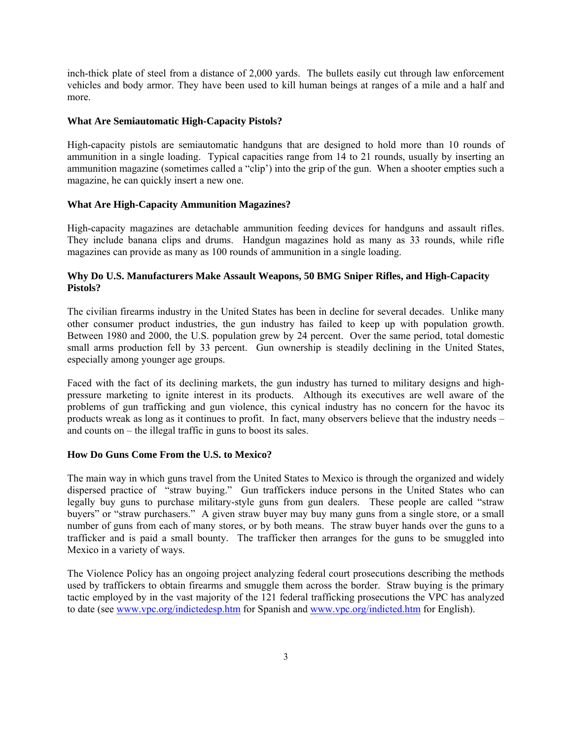inch-thick plate of steel from a distance of 2,000 yards. The bullets easily cut through law enforcement vehicles and body armor. They have been used to kill human beings at ranges of a mile and a half and more.

**What Are Semiautomatic High-Capacity Pistols?**

High-capacity pistols are semiautomatic handguns that are designed to hold more than 10 rounds of ammunition in a single loading. Typical capacities range from 14 to 21 rounds, usually by inserting an ammunition magazine (sometimes called a "clip') into the grip of the gun. When a shooter empties such a magazine, he can quickly insert a new one.

**What Are High-Capacity Ammunition Magazines?**

High-capacity magazines are detachable ammunition feeding devices for handguns and assault rifles. They include banana clips and drums. Handgun magazines hold as many as 33 rounds, while rifle magazines can provide as many as 100 rounds of ammunition in a single loading.

**Why Do U.S. Manufacturers Make Assault Weapons, 50 BMG Sniper Rifles, and High-Capacity Pistols?**

The civilian firearms industry in the United States has been in decline for several decades. Unlike many other consumer product industries, the gun industry has failed to keep up with population growth. Between 1980 and 2000, the U.S. population grew by 24 percent. Over the same period, total domestic small arms production fell by 33 percent. Gun ownership is steadily declining in the United States, especially among younger age groups.

Faced with the fact of its declining markets, the gun industry has turned to military designs and high-pressure marketing to ignite interest in its products. Although its executives are well aware of the problems of gun trafficking and gun violence, this cynical industry has no concern for the havoc its products wreak as long as it continues to profit. In fact, many observers believe that the industry needs – and counts on – the illegal traffic in guns to boost its sales.

**How Do Guns Come From the U.S. to Mexico?**

The main way in which guns travel from the United States to Mexico is through the organized and widely dispersed practice of "straw buying." Gun traffickers induce persons in the United States who can legally buy guns to purchase military-style guns from gun dealers. These people are called "straw buyers" or "straw purchasers." A given straw buyer may buy many guns from a single store, or a small number of guns from each of many stores, or by both means. The straw buyer hands over the guns to a trafficker and is paid a small bounty. The trafficker then arranges for the guns to be smuggled into Mexico in a variety of ways.

The Violence Policy has an ongoing project analyzing federal court prosecutions describing the methods used by traffickers to obtain firearms and smuggle them across the border. Straw buying is the primary tactic employed by in the vast majority of the 121 federal trafficking prosecutions the VPC has analyzed to date (see www.vpc.org/indictedesp.htm for Spanish and www.vpc.org/indicted.htm for English).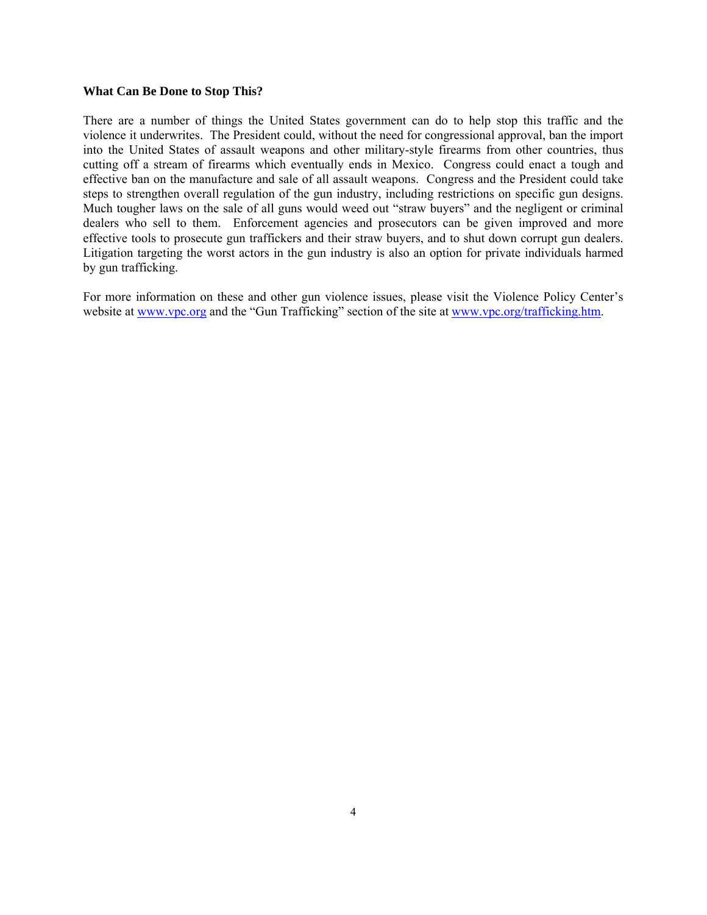**What Can Be Done to Stop This?**

There are a number of things the United States government can do to help stop this traffic and the violence it underwrites. The President could, without the need for congressional approval, ban the import into the United States of assault weapons and other military-style firearms from other countries, thus cutting off a stream of firearms which eventually ends in Mexico. Congress could enact a tough and effective ban on the manufacture and sale of all assault weapons. Congress and the President could take steps to strengthen overall regulation of the gun industry, including restrictions on specific gun designs. Much tougher laws on the sale of all guns would weed out "straw buyers" and the negligent or criminal dealers who sell to them. Enforcement agencies and prosecutors can be given improved and more effective tools to prosecute gun traffickers and their straw buyers, and to shut down corrupt gun dealers. Litigation targeting the worst actors in the gun industry is also an option for private individuals harmed by gun trafficking.

For more information on these and other gun violence issues, please visit the Violence Policy Center's website at www.vpc.org and the "Gun Trafficking" section of the site at www.vpc.org/trafficking.htm.